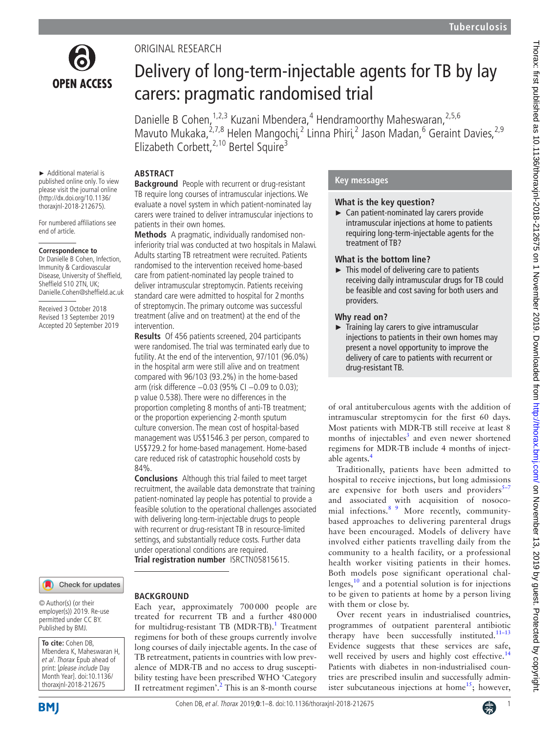ORIGINAL RESEARCH

# Delivery of long-term-injectable agents for TB by lay carers: pragmatic randomised trial

Danielle B Cohen,[1,2,3] Kuzani Mbendera,[4] Hendramoorthy Maheswaran,[2,5,6] Mavuto Mukaka,[2,7,8] Helen Mangochi,[2] Linna Phiri,[2] Jason Madan,[6] Geraint Davies,[2,9] Elizabeth Corbett,[2,10] Bertel Squire[3]

► Additional material is published online only. To view please visit the journal online (http://dx.doi.org/10.1136/thoraxjnl-2018-212675).

For numbered affiliations see end of article.

**Correspondence to**
Dr Danielle B Cohen, Infection, Immunity & Cardiovascular Disease, University of Sheffield, Sheffield S10 2TN, UK; Danielle.Cohen@sheffield.ac.uk

Received 3 October 2018
Revised 13 September 2019
Accepted 20 September 2019

## ABSTRACT

**Background** People with recurrent or drug-resistant TB require long courses of intramuscular injections. We evaluate a novel system in which patient-nominated lay carers were trained to deliver intramuscular injections to patients in their own homes.

**Methods** A pragmatic, individually randomised non-inferiority trial was conducted at two hospitals in Malawi. Adults starting TB retreatment were recruited. Patients randomised to the intervention received home-based care from patient-nominated lay people trained to deliver intramuscular streptomycin. Patients receiving standard care were admitted to hospital for 2 months of streptomycin. The primary outcome was successful treatment (alive and on treatment) at the end of the intervention.

**Results** Of 456 patients screened, 204 participants were randomised. The trial was terminated early due to futility. At the end of the intervention, 97/101 (96.0%) in the hospital arm were still alive and on treatment compared with 96/103 (93.2%) in the home-based arm (risk difference −0.03 (95% CI −0.09 to 0.03); p value 0.538). There were no differences in the proportion completing 8 months of anti-TB treatment; or the proportion experiencing 2-month sputum culture conversion. The mean cost of hospital-based management was US\$1546.3 per person, compared to US\$729.2 for home-based management. Home-based care reduced risk of catastrophic household costs by 84%.

**Conclusions** Although this trial failed to meet target recruitment, the available data demonstrate that training patient-nominated lay people has potential to provide a feasible solution to the operational challenges associated with delivering long-term-injectable drugs to people with recurrent or drug-resistant TB in resource-limited settings, and substantially reduce costs. Further data under operational conditions are required.

**Trial registration number** ISRCTN05815615.

## Key messages

### What is the key question?

► Can patient-nominated lay carers provide intramuscular injections at home to patients requiring long-term-injectable agents for the treatment of TB?

### What is the bottom line?

► This model of delivering care to patients receiving daily intramuscular drugs for TB could be feasible and cost saving for both users and providers.

### Why read on?

► Training lay carers to give intramuscular injections to patients in their own homes may present a novel opportunity to improve the delivery of care to patients with recurrent or drug-resistant TB.

© Author(s) (or their employer(s)) 2019. Re-use permitted under CC BY. Published by BMJ.

**To cite:** Cohen DB, Mbendera K, Maheswaran H, et al. *Thorax* Epub ahead of print: [please include Day Month Year]. doi:10.1136/thoraxjnl-2018-212675

## BACKGROUND

Each year, approximately 700 000 people are treated for recurrent TB and a further 480 000 for multidrug-resistant TB (MDR-TB).[1] Treatment regimens for both of these groups currently involve long courses of daily injectable agents. In the case of TB retreatment, patients in countries with low prevalence of MDR-TB and no access to drug susceptibility testing have been prescribed WHO 'Category II retreatment regimen'.[2] This is an 8-month course of oral antituberculous agents with the addition of intramuscular streptomycin for the first 60 days. Most patients with MDR-TB still receive at least 8 months of injectables[3] and even newer shortened regimens for MDR-TB include 4 months of injectable agents.[4]

Traditionally, patients have been admitted to hospital to receive injections, but long admissions are expensive for both users and providers[5–7] and associated with acquisition of nosocomial infections.[8 9] More recently, community-based approaches to delivering parenteral drugs have been encouraged. Models of delivery have involved either patients travelling daily from the community to a health facility, or a professional health worker visiting patients in their homes. Both models pose significant operational challenges,[10] and a potential solution is for injections to be given to patients at home by a person living with them or close by.

Over recent years in industrialised countries, programmes of outpatient parenteral antibiotic therapy have been successfully instituted.[11–13] Evidence suggests that these services are safe, well received by users and highly cost effective.[14] Patients with diabetes in non-industrialised countries are prescribed insulin and successfully administer subcutaneous injections at home[15]; however,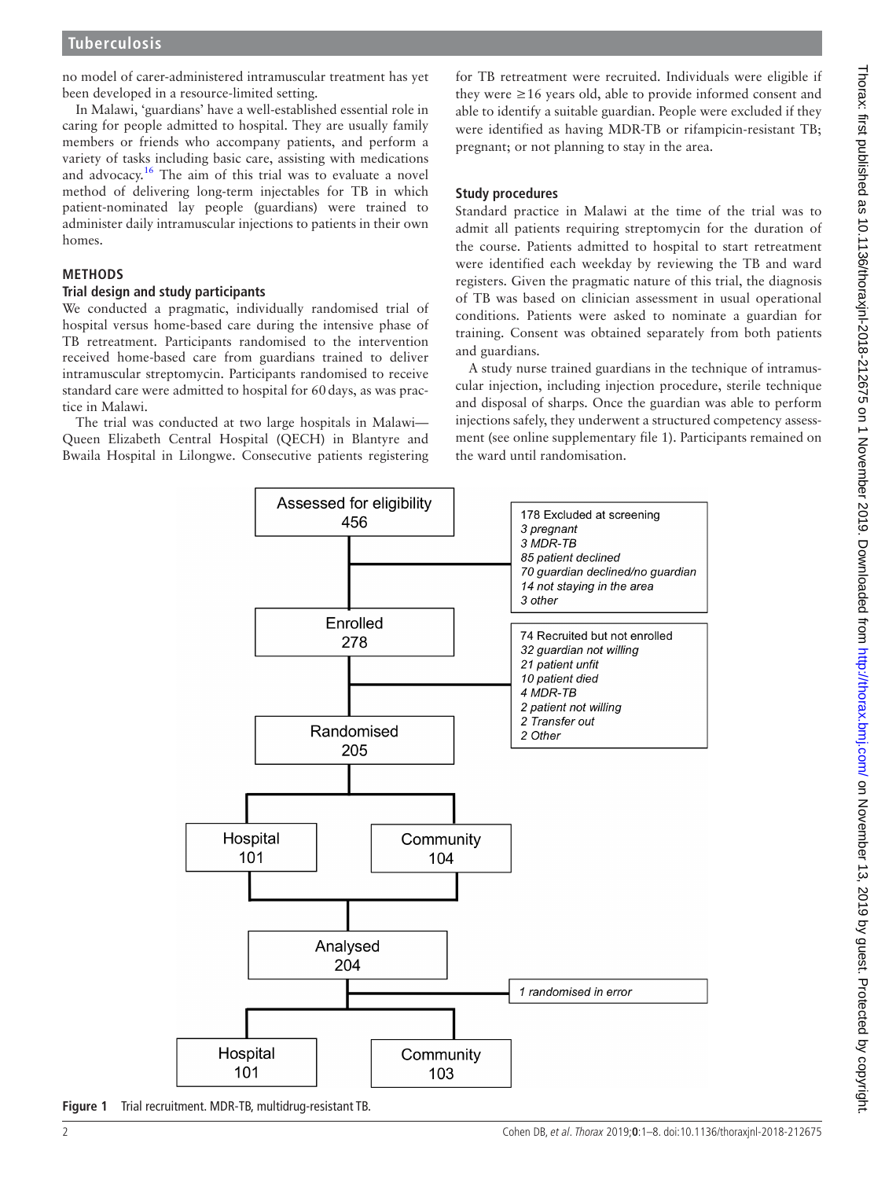no model of carer-administered intramuscular treatment has yet been developed in a resource-limited setting.

In Malawi, 'guardians' have a well-established essential role in caring for people admitted to hospital. They are usually family members or friends who accompany patients, and perform a variety of tasks including basic care, assisting with medications and advocacy.[16] The aim of this trial was to evaluate a novel method of delivering long-term injectables for TB in which patient-nominated lay people (guardians) were trained to administer daily intramuscular injections to patients in their own homes.

## METHODS

### Trial design and study participants

We conducted a pragmatic, individually randomised trial of hospital versus home-based care during the intensive phase of TB retreatment. Participants randomised to the intervention received home-based care from guardians trained to deliver intramuscular streptomycin. Participants randomised to receive standard care were admitted to hospital for 60 days, as was practice in Malawi.

The trial was conducted at two large hospitals in Malawi—Queen Elizabeth Central Hospital (QECH) in Blantyre and Bwaila Hospital in Lilongwe. Consecutive patients registering for TB retreatment were recruited. Individuals were eligible if they were ≥16 years old, able to provide informed consent and able to identify a suitable guardian. People were excluded if they were identified as having MDR-TB or rifampicin-resistant TB; pregnant; or not planning to stay in the area.

### Study procedures

Standard practice in Malawi at the time of the trial was to admit all patients requiring streptomycin for the duration of the course. Patients admitted to hospital to start retreatment were identified each weekday by reviewing the TB and ward registers. Given the pragmatic nature of this trial, the diagnosis of TB was based on clinician assessment in usual operational conditions. Patients were asked to nominate a guardian for training. Consent was obtained separately from both patients and guardians.

A study nurse trained guardians in the technique of intramuscular injection, including injection procedure, sterile technique and disposal of sharps. Once the guardian was able to perform injections safely, they underwent a structured competency assessment (see online supplementary file 1). Participants remained on the ward until randomisation.

Assessed for eligibility: 456

178 Excluded at screening
- 3 pregnant
- 3 MDR-TB
- 85 patient declined
- 70 guardian declined/no guardian
- 14 not staying in the area
- 3 other

Enrolled: 278

74 Recruited but not enrolled
- 32 guardian not willing
- 21 patient unfit
- 10 patient died
- 4 MDR-TB
- 2 patient not willing
- 2 Transfer out
- 2 Other

Randomised: 205

Hospital: 101 | Community: 104

Analysed: 204

1 randomised in error

Hospital: 101 | Community: 103

**Figure 1** Trial recruitment. MDR-TB, multidrug-resistant TB.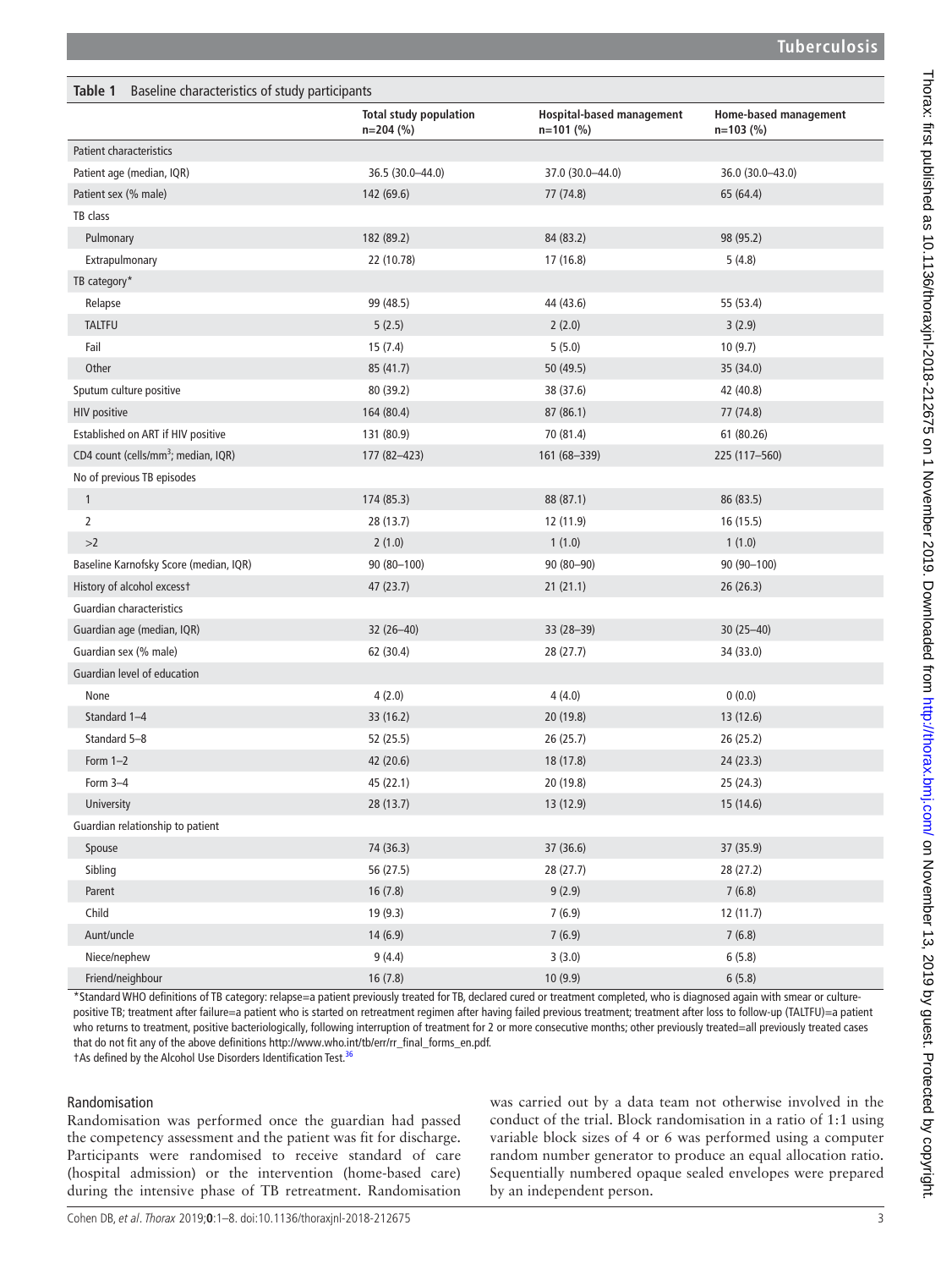**Table 1** Baseline characteristics of study participants

| | Total study population n=204 (%) | Hospital-based management n=101 (%) | Home-based management n=103 (%) |
|---|---|---|---|
| Patient characteristics | | | |
| Patient age (median, IQR) | 36.5 (30.0–44.0) | 37.0 (30.0–44.0) | 36.0 (30.0–43.0) |
| Patient sex (% male) | 142 (69.6) | 77 (74.8) | 65 (64.4) |
| TB class | | | |
| Pulmonary | 182 (89.2) | 84 (83.2) | 98 (95.2) |
| Extrapulmonary | 22 (10.78) | 17 (16.8) | 5 (4.8) |
| TB category* | | | |
| Relapse | 99 (48.5) | 44 (43.6) | 55 (53.4) |
| TALTFU | 5 (2.5) | 2 (2.0) | 3 (2.9) |
| Fail | 15 (7.4) | 5 (5.0) | 10 (9.7) |
| Other | 85 (41.7) | 50 (49.5) | 35 (34.0) |
| Sputum culture positive | 80 (39.2) | 38 (37.6) | 42 (40.8) |
| HIV positive | 164 (80.4) | 87 (86.1) | 77 (74.8) |
| Established on ART if HIV positive | 131 (80.9) | 70 (81.4) | 61 (80.26) |
| CD4 count (cells/mm$^3$; median, IQR) | 177 (82–423) | 161 (68–339) | 225 (117–560) |
| No of previous TB episodes | | | |
| 1 | 174 (85.3) | 88 (87.1) | 86 (83.5) |
| 2 | 28 (13.7) | 12 (11.9) | 16 (15.5) |
| >2 | 2 (1.0) | 1 (1.0) | 1 (1.0) |
| Baseline Karnofsky Score (median, IQR) | 90 (80–100) | 90 (80–90) | 90 (90–100) |
| History of alcohol excess† | 47 (23.7) | 21 (21.1) | 26 (26.3) |
| Guardian characteristics | | | |
| Guardian age (median, IQR) | 32 (26–40) | 33 (28–39) | 30 (25–40) |
| Guardian sex (% male) | 62 (30.4) | 28 (27.7) | 34 (33.0) |
| Guardian level of education | | | |
| None | 4 (2.0) | 4 (4.0) | 0 (0.0) |
| Standard 1–4 | 33 (16.2) | 20 (19.8) | 13 (12.6) |
| Standard 5–8 | 52 (25.5) | 26 (25.7) | 26 (25.2) |
| Form 1–2 | 42 (20.6) | 18 (17.8) | 24 (23.3) |
| Form 3–4 | 45 (22.1) | 20 (19.8) | 25 (24.3) |
| University | 28 (13.7) | 13 (12.9) | 15 (14.6) |
| Guardian relationship to patient | | | |
| Spouse | 74 (36.3) | 37 (36.6) | 37 (35.9) |
| Sibling | 56 (27.5) | 28 (27.7) | 28 (27.2) |
| Parent | 16 (7.8) | 9 (2.9) | 7 (6.8) |
| Child | 19 (9.3) | 7 (6.9) | 12 (11.7) |
| Aunt/uncle | 14 (6.9) | 7 (6.9) | 7 (6.8) |
| Niece/nephew | 9 (4.4) | 3 (3.0) | 6 (5.8) |
| Friend/neighbour | 16 (7.8) | 10 (9.9) | 6 (5.8) |

*Standard WHO definitions of TB category: relapse=a patient previously treated for TB, declared cured or treatment completed, who is diagnosed again with smear or culture-positive TB; treatment after failure=a patient who is started on retreatment regimen after having failed previous treatment; treatment after loss to follow-up (TALTFU)=a patient who returns to treatment, positive bacteriologically, following interruption of treatment for 2 or more consecutive months; other previously treated=all previously treated cases that do not fit any of the above definitions http://www.who.int/tb/err/rr_final_forms_en.pdf.

†As defined by the Alcohol Use Disorders Identification Test.[36]

### Randomisation

Randomisation was performed once the guardian had passed the competency assessment and the patient was fit for discharge. Participants were randomised to receive standard of care (hospital admission) or the intervention (home-based care) during the intensive phase of TB retreatment. Randomisation was carried out by a data team not otherwise involved in the conduct of the trial. Block randomisation in a ratio of 1:1 using variable block sizes of 4 or 6 was performed using a computer random number generator to produce an equal allocation ratio. Sequentially numbered opaque sealed envelopes were prepared by an independent person.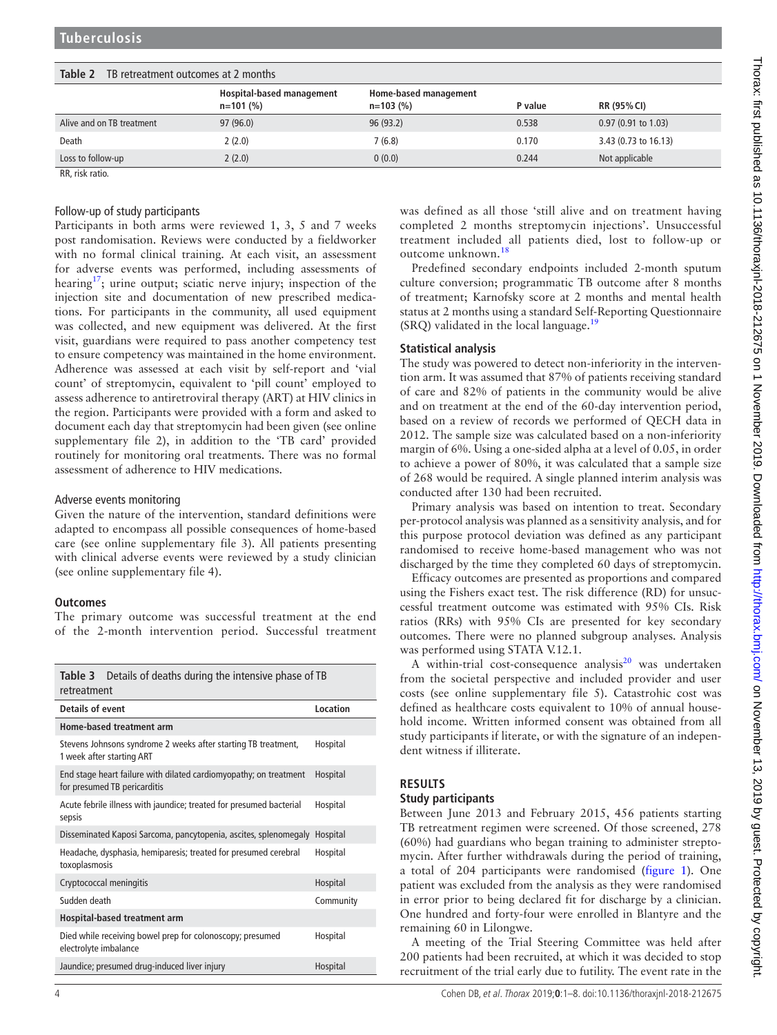**Table 2** TB retreatment outcomes at 2 months

| | Hospital-based management n=101 (%) | Home-based management n=103 (%) | P value | RR (95% CI) |
|---|---|---|---|---|
| Alive and on TB treatment | 97 (96.0) | 96 (93.2) | 0.538 | 0.97 (0.91 to 1.03) |
| Death | 2 (2.0) | 7 (6.8) | 0.170 | 3.43 (0.73 to 16.13) |
| Loss to follow-up | 2 (2.0) | 0 (0.0) | 0.244 | Not applicable |

RR, risk ratio.

### Follow-up of study participants

Participants in both arms were reviewed 1, 3, 5 and 7 weeks post randomisation. Reviews were conducted by a fieldworker with no formal clinical training. At each visit, an assessment for adverse events was performed, including assessments of hearing[17]; urine output; sciatic nerve injury; inspection of the injection site and documentation of new prescribed medications. For participants in the community, all used equipment was collected, and new equipment was delivered. At the first visit, guardians were required to pass another competency test to ensure competency was maintained in the home environment. Adherence was assessed at each visit by self-report and 'vial count' of streptomycin, equivalent to 'pill count' employed to assess adherence to antiretroviral therapy (ART) at HIV clinics in the region. Participants were provided with a form and asked to document each day that streptomycin had been given (see online supplementary file 2), in addition to the 'TB card' provided routinely for monitoring oral treatments. There was no formal assessment of adherence to HIV medications.

### Adverse events monitoring

Given the nature of the intervention, standard definitions were adapted to encompass all possible consequences of home-based care (see online supplementary file 3). All patients presenting with clinical adverse events were reviewed by a study clinician (see online supplementary file 4).

### Outcomes

The primary outcome was successful treatment at the end of the 2-month intervention period. Successful treatment was defined as all those 'still alive and on treatment having completed 2 months streptomycin injections'. Unsuccessful treatment included all patients died, lost to follow-up or outcome unknown.[18]

Predefined secondary endpoints included 2-month sputum culture conversion; programmatic TB outcome after 8 months of treatment; Karnofsky score at 2 months and mental health status at 2 months using a standard Self-Reporting Questionnaire (SRQ) validated in the local language.[19]

**Table 3** Details of deaths during the intensive phase of TB retreatment

| Details of event | Location |
|---|---|
| **Home-based treatment arm** | |
| Stevens Johnsons syndrome 2 weeks after starting TB treatment, 1 week after starting ART | Hospital |
| End stage heart failure with dilated cardiomyopathy; on treatment for presumed TB pericarditis | Hospital |
| Acute febrile illness with jaundice; treated for presumed bacterial sepsis | Hospital |
| Disseminated Kaposi Sarcoma, pancytopenia, ascites, splenomegaly | Hospital |
| Headache, dysphasia, hemiparesis; treated for presumed cerebral toxoplasmosis | Hospital |
| Cryptococcal meningitis | Hospital |
| Sudden death | Community |
| **Hospital-based treatment arm** | |
| Died while receiving bowel prep for colonoscopy; presumed electrolyte imbalance | Hospital |
| Jaundice; presumed drug-induced liver injury | Hospital |

### Statistical analysis

The study was powered to detect non-inferiority in the intervention arm. It was assumed that 87% of patients receiving standard of care and 82% of patients in the community would be alive and on treatment at the end of the 60-day intervention period, based on a review of records we performed of QECH data in 2012. The sample size was calculated based on a non-inferiority margin of 6%. Using a one-sided alpha at a level of 0.05, in order to achieve a power of 80%, it was calculated that a sample size of 268 would be required. A single planned interim analysis was conducted after 130 had been recruited.

Primary analysis was based on intention to treat. Secondary per-protocol analysis was planned as a sensitivity analysis, and for this purpose protocol deviation was defined as any participant randomised to receive home-based management who was not discharged by the time they completed 60 days of streptomycin.

Efficacy outcomes are presented as proportions and compared using the Fishers exact test. The risk difference (RD) for unsuccessful treatment outcome was estimated with 95% CIs. Risk ratios (RRs) with 95% CIs are presented for key secondary outcomes. There were no planned subgroup analyses. Analysis was performed using STATA V.12.1.

A within-trial cost-consequence analysis[20] was undertaken from the societal perspective and included provider and user costs (see online supplementary file 5). Catastrohic cost was defined as healthcare costs equivalent to 10% of annual household income. Written informed consent was obtained from all study participants if literate, or with the signature of an independent witness if illiterate.

## RESULTS

### Study participants

Between June 2013 and February 2015, 456 patients starting TB retreatment regimen were screened. Of those screened, 278 (60%) had guardians who began training to administer streptomycin. After further withdrawals during the period of training, a total of 204 participants were randomised (figure 1). One patient was excluded from the analysis as they were randomised in error prior to being declared fit for discharge by a clinician. One hundred and forty-four were enrolled in Blantyre and the remaining 60 in Lilongwe.

A meeting of the Trial Steering Committee was held after 200 patients had been recruited, at which it was decided to stop recruitment of the trial early due to futility. The event rate in the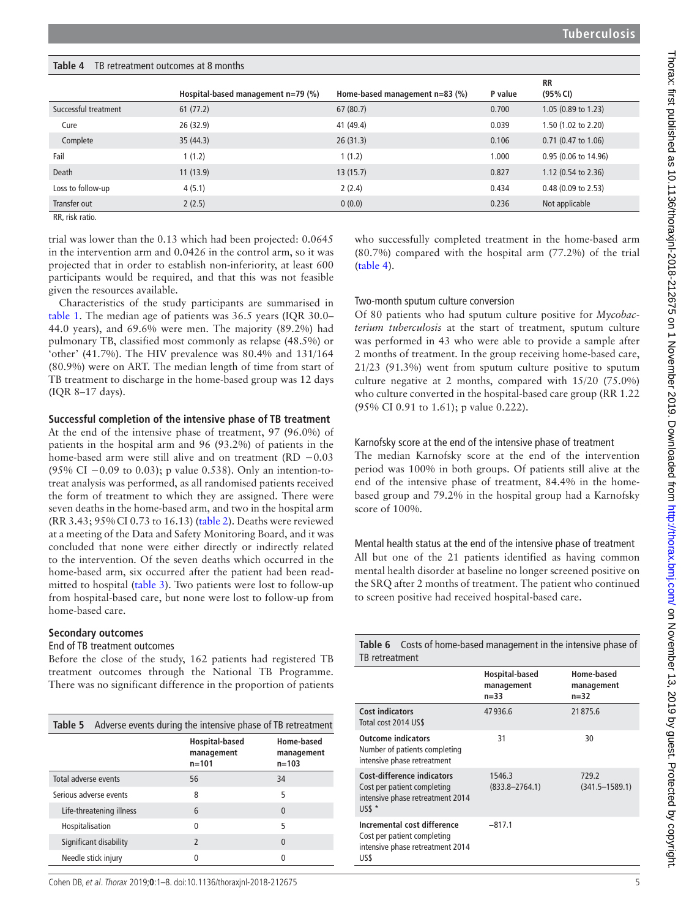**Table 4** TB retreatment outcomes at 8 months

| | Hospital-based management n=79 (%) | Home-based management n=83 (%) | P value | RR (95% CI) |
|---|---|---|---|---|
| Successful treatment | 61 (77.2) | 67 (80.7) | 0.700 | 1.05 (0.89 to 1.23) |
| Cure | 26 (32.9) | 41 (49.4) | 0.039 | 1.50 (1.02 to 2.20) |
| Complete | 35 (44.3) | 26 (31.3) | 0.106 | 0.71 (0.47 to 1.06) |
| Fail | 1 (1.2) | 1 (1.2) | 1.000 | 0.95 (0.06 to 14.96) |
| Death | 11 (13.9) | 13 (15.7) | 0.827 | 1.12 (0.54 to 2.36) |
| Loss to follow-up | 4 (5.1) | 2 (2.4) | 0.434 | 0.48 (0.09 to 2.53) |
| Transfer out | 2 (2.5) | 0 (0.0) | 0.236 | Not applicable |

RR, risk ratio.

trial was lower than the 0.13 which had been projected: 0.0645 in the intervention arm and 0.0426 in the control arm, so it was projected that in order to establish non-inferiority, at least 600 participants would be required, and that this was not feasible given the resources available.

Characteristics of the study participants are summarised in table 1. The median age of patients was 36.5 years (IQR 30.0–44.0 years), and 69.6% were men. The majority (89.2%) had pulmonary TB, classified most commonly as relapse (48.5%) or 'other' (41.7%). The HIV prevalence was 80.4% and 131/164 (80.9%) were on ART. The median length of time from start of TB treatment to discharge in the home-based group was 12 days (IQR 8–17 days).

### Successful completion of the intensive phase of TB treatment

At the end of the intensive phase of treatment, 97 (96.0%) of patients in the hospital arm and 96 (93.2%) of patients in the home-based arm were still alive and on treatment (RD −0.03 (95% CI −0.09 to 0.03); p value 0.538). Only an intention-to-treat analysis was performed, as all randomised patients received the form of treatment to which they are assigned. There were seven deaths in the home-based arm, and two in the hospital arm (RR 3.43; 95% CI 0.73 to 16.13) (table 2). Deaths were reviewed at a meeting of the Data and Safety Monitoring Board, and it was concluded that none were either directly or indirectly related to the intervention. Of the seven deaths which occurred in the home-based arm, six occurred after the patient had been readmitted to hospital (table 3). Two patients were lost to follow-up from hospital-based care, but none were lost to follow-up from home-based care.

### Secondary outcomes

#### End of TB treatment outcomes

Before the close of the study, 162 patients had registered TB treatment outcomes through the National TB Programme. There was no significant difference in the proportion of patients who successfully completed treatment in the home-based arm (80.7%) compared with the hospital arm (77.2%) of the trial (table 4).

**Table 5** Adverse events during the intensive phase of TB retreatment

| | Hospital-based management n=101 | Home-based management n=103 |
|---|---|---|
| Total adverse events | 56 | 34 |
| Serious adverse events | 8 | 5 |
| Life-threatening illness | 6 | 0 |
| Hospitalisation | 0 | 5 |
| Significant disability | 2 | 0 |
| Needle stick injury | 0 | 0 |

#### Two-month sputum culture conversion

Of 80 patients who had sputum culture positive for *Mycobacterium tuberculosis* at the start of treatment, sputum culture was performed in 43 who were able to provide a sample after 2 months of treatment. In the group receiving home-based care, 21/23 (91.3%) went from sputum culture positive to sputum culture negative at 2 months, compared with 15/20 (75.0%) who culture converted in the hospital-based care group (RR 1.22 (95% CI 0.91 to 1.61); p value 0.222).

#### Karnofsky score at the end of the intensive phase of treatment

The median Karnofsky score at the end of the intervention period was 100% in both groups. Of patients still alive at the end of the intensive phase of treatment, 84.4% in the home-based group and 79.2% in the hospital group had a Karnofsky score of 100%.

#### Mental health status at the end of the intensive phase of treatment

All but one of the 21 patients identified as having common mental health disorder at baseline no longer screened positive on the SRQ after 2 months of treatment. The patient who continued to screen positive had received hospital-based care.

**Table 6** Costs of home-based management in the intensive phase of TB retreatment

| | Hospital-based management n=33 | Home-based management n=32 |
|---|---|---|
| **Cost indicators** Total cost 2014 US$ | 47936.6 | 21875.6 |
| **Outcome indicators** Number of patients completing intensive phase retreatment | 31 | 30 |
| **Cost-difference indicators** Cost per patient completing intensive phase retreatment 2014 US$ * | 1546.3 (833.8–2764.1) | 729.2 (341.5–1589.1) |
| **Incremental cost difference** Cost per patient completing intensive phase retreatment 2014 US$ | −817.1 | |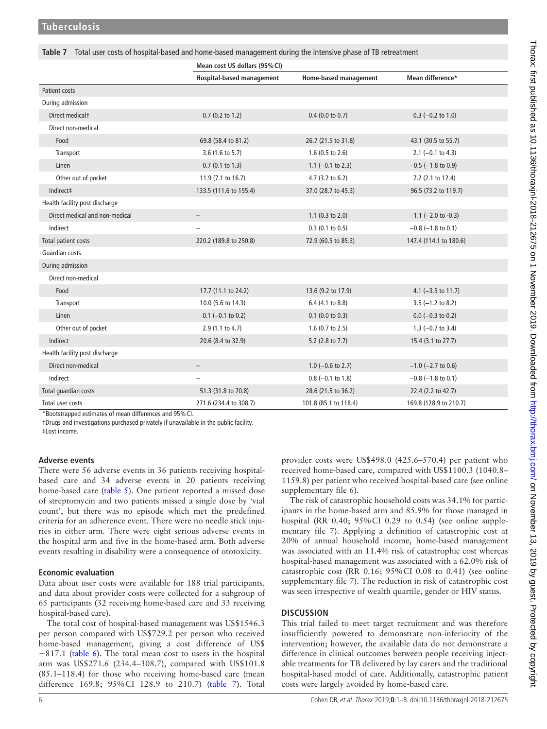**Table 7** Total user costs of hospital-based and home-based management during the intensive phase of TB retreatment

| | Mean cost US dollars (95% CI) | | |
|---|---|---|---|
| | Hospital-based management | Home-based management | Mean difference* |
| Patient costs | | | |
| During admission | | | |
| Direct medical† | 0.7 (0.2 to 1.2) | 0.4 (0.0 to 0.7) | 0.3 (−0.2 to 1.0) |
| Direct non-medical | | | |
| Food | 69.8 (58.4 to 81.2) | 26.7 (21.5 to 31.8) | 43.1 (30.5 to 55.7) |
| Transport | 3.6 (1.6 to 5.7) | 1.6 (0.5 to 2.6) | 2.1 (−0.1 to 4.3) |
| Linen | 0.7 (0.1 to 1.3) | 1.1 (−0.1 to 2.3) | −0.5 (−1.8 to 0.9) |
| Other out of pocket | 11.9 (7.1 to 16.7) | 4.7 (3.2 to 6.2) | 7.2 (2.1 to 12.4) |
| Indirect‡ | 133.5 (111.6 to 155.4) | 37.0 (28.7 to 45.3) | 96.5 (73.2 to 119.7) |
| Health facility post discharge | | | |
| Direct medical and non-medical | – | 1.1 (0.3 to 2.0) | −1.1 (−2.0 to -0.3) |
| Indirect | – | 0.3 (0.1 to 0.5) | −0.8 (−1.8 to 0.1) |
| Total patient costs | 220.2 (189.8 to 250.8) | 72.9 (60.5 to 85.3) | 147.4 (114.1 to 180.6) |
| Guardian costs | | | |
| During admission | | | |
| Direct non-medical | | | |
| Food | 17.7 (11.1 to 24.2) | 13.6 (9.2 to 17.9) | 4.1 (−3.5 to 11.7) |
| Transport | 10.0 (5.6 to 14.3) | 6.4 (4.1 to 8.8) | 3.5 (−1.2 to 8.2) |
| Linen | 0.1 (−0.1 to 0.2) | 0.1 (0.0 to 0.3) | 0.0 (−0.3 to 0.2) |
| Other out of pocket | 2.9 (1.1 to 4.7) | 1.6 (0.7 to 2.5) | 1.3 (−0.7 to 3.4) |
| Indirect | 20.6 (8.4 to 32.9) | 5.2 (2.8 to 7.7) | 15.4 (3.1 to 27.7) |
| Health facility post discharge | | | |
| Direct non-medical | – | 1.0 (−0.6 to 2.7) | −1.0 (−2.7 to 0.6) |
| Indirect | – | 0.8 (−0.1 to 1.8) | −0.8 (−1.8 to 0.1) |
| Total guardian costs | 51.3 (31.8 to 70.8) | 28.6 (21.5 to 36.2) | 22.4 (2.2 to 42.7) |
| Total user costs | 271.6 (234.4 to 308.7) | 101.8 (85.1 to 118.4) | 169.8 (128.9 to 210.7) |

*Bootstrapped estimates of mean differences and 95% CI.
†Drugs and investigations purchased privately if unavailable in the public facility.
‡Lost income.

### Adverse events

There were 56 adverse events in 36 patients receiving hospital-based care and 34 adverse events in 20 patients receiving home-based care (table 5). One patient reported a missed dose of streptomycin and two patients missed a single dose by 'vial count', but there was no episode which met the predefined criteria for an adherence event. There were no needle stick injuries in either arm. There were eight serious adverse events in the hospital arm and five in the home-based arm. Both adverse events resulting in disability were a consequence of ototoxicity.

### Economic evaluation

Data about user costs were available for 188 trial participants, and data about provider costs were collected for a subgroup of 65 participants (32 receiving home-based care and 33 receiving hospital-based care).

The total cost of hospital-based management was US$1546.3 per person compared with US$729.2 per person who received home-based management, giving a cost difference of US$ −817.1 (table 6). The total mean cost to users in the hospital arm was US$271.6 (234.4–308.7), compared with US$101.8 (85.1–118.4) for those who receiving home-based care (mean difference 169.8; 95% CI 128.9 to 210.7) (table 7). Total provider costs were US$498.0 (425.6–570.4) per patient who received home-based care, compared with US$1100.3 (1040.8–1159.8) per patient who received hospital-based care (see online supplementary file 6).

The risk of catastrophic household costs was 34.1% for participants in the home-based arm and 85.9% for those managed in hospital (RR 0.40; 95% CI 0.29 to 0.54) (see online supplementary file 7). Applying a definition of catastrophic cost at 20% of annual household income, home-based management was associated with an 11.4% risk of catastrophic cost whereas hospital-based management was associated with a 62.0% risk of catastrophic cost (RR 0.16; 95% CI 0.08 to 0.41) (see online supplementary file 7). The reduction in risk of catastrophic cost was seen irrespective of wealth quartile, gender or HIV status.

## DISCUSSION

This trial failed to meet target recruitment and was therefore insufficiently powered to demonstrate non-inferiority of the intervention; however, the available data do not demonstrate a difference in clinical outcomes between people receiving injectable treatments for TB delivered by lay carers and the traditional hospital-based model of care. Additionally, catastrophic patient costs were largely avoided by home-based care.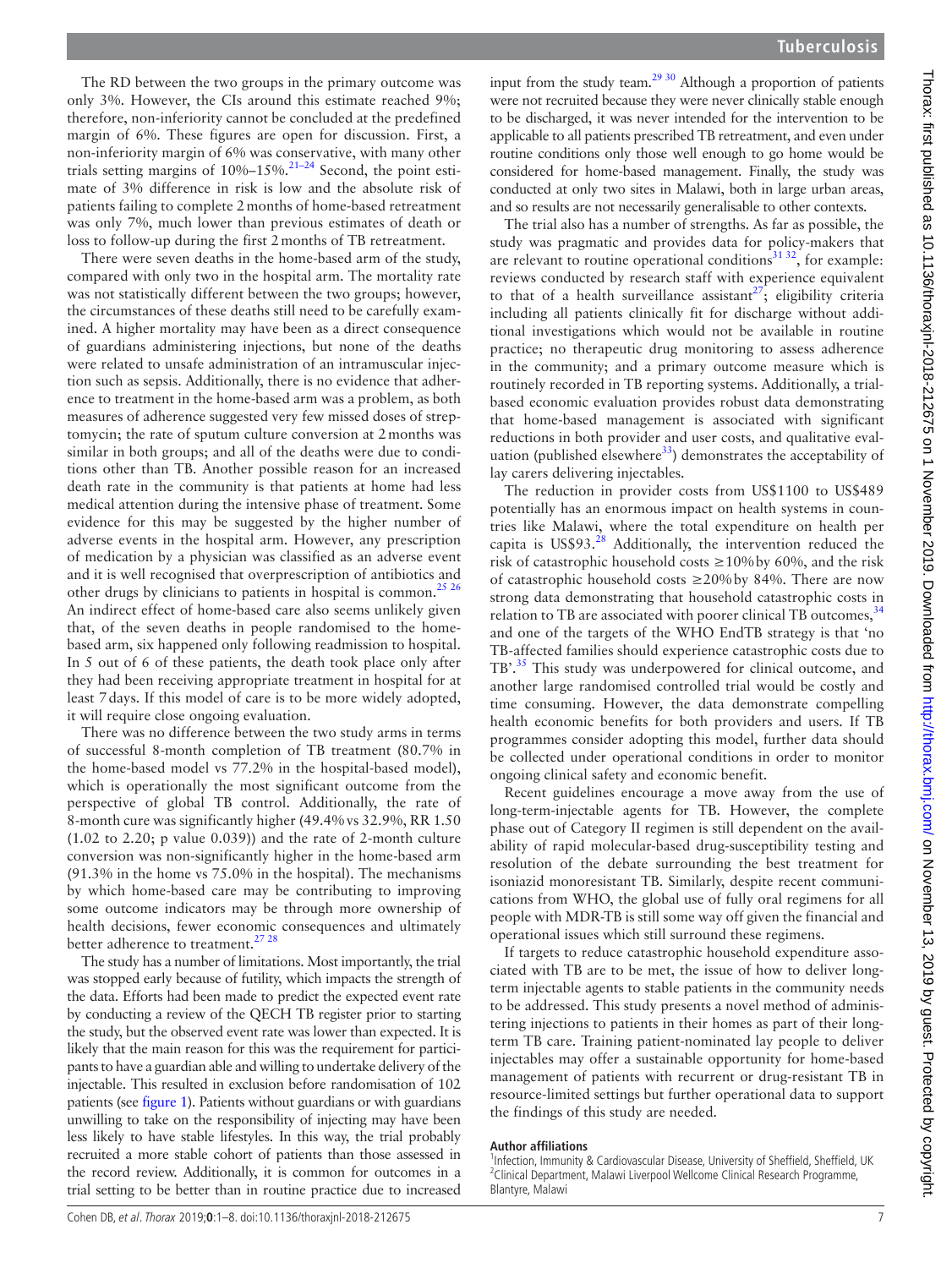The RD between the two groups in the primary outcome was only 3%. However, the CIs around this estimate reached 9%; therefore, non-inferiority cannot be concluded at the predefined margin of 6%. These figures are open for discussion. First, a non-inferiority margin of 6% was conservative, with many other trials setting margins of 10%–15%.[21–24] Second, the point estimate of 3% difference in risk is low and the absolute risk of patients failing to complete 2 months of home-based retreatment was only 7%, much lower than previous estimates of death or loss to follow-up during the first 2 months of TB retreatment.

There were seven deaths in the home-based arm of the study, compared with only two in the hospital arm. The mortality rate was not statistically different between the two groups; however, the circumstances of these deaths still need to be carefully examined. A higher mortality may have been as a direct consequence of guardians administering injections, but none of the deaths were related to unsafe administration of an intramuscular injection such as sepsis. Additionally, there is no evidence that adherence to treatment in the home-based arm was a problem, as both measures of adherence suggested very few missed doses of streptomycin; the rate of sputum culture conversion at 2 months was similar in both groups; and all of the deaths were due to conditions other than TB. Another possible reason for an increased death rate in the community is that patients at home had less medical attention during the intensive phase of treatment. Some evidence for this may be suggested by the higher number of adverse events in the hospital arm. However, any prescription of medication by a physician was classified as an adverse event and it is well recognised that overprescription of antibiotics and other drugs by clinicians to patients in hospital is common.[25 26] An indirect effect of home-based care also seems unlikely given that, of the seven deaths in people randomised to the home-based arm, six happened only following readmission to hospital. In 5 out of 6 of these patients, the death took place only after they had been receiving appropriate treatment in hospital for at least 7 days. If this model of care is to be more widely adopted, it will require close ongoing evaluation.

There was no difference between the two study arms in terms of successful 8-month completion of TB treatment (80.7% in the home-based model vs 77.2% in the hospital-based model), which is operationally the most significant outcome from the perspective of global TB control. Additionally, the rate of 8-month cure was significantly higher (49.4% vs 32.9%, RR 1.50 (1.02 to 2.20; p value 0.039)) and the rate of 2-month culture conversion was non-significantly higher in the home-based arm (91.3% in the home vs 75.0% in the hospital). The mechanisms by which home-based care may be contributing to improving some outcome indicators may be through more ownership of health decisions, fewer economic consequences and ultimately better adherence to treatment.[27 28]

The study has a number of limitations. Most importantly, the trial was stopped early because of futility, which impacts the strength of the data. Efforts had been made to predict the expected event rate by conducting a review of the QECH TB register prior to starting the study, but the observed event rate was lower than expected. It is likely that the main reason for this was the requirement for participants to have a guardian able and willing to undertake delivery of the injectable. This resulted in exclusion before randomisation of 102 patients (see figure 1). Patients without guardians or with guardians unwilling to take on the responsibility of injecting may have been less likely to have stable lifestyles. In this way, the trial probably recruited a more stable cohort of patients than those assessed in the record review. Additionally, it is common for outcomes in a trial setting to be better than in routine practice due to increased input from the study team.[29 30] Although a proportion of patients were not recruited because they were never clinically stable enough to be discharged, it was never intended for the intervention to be applicable to all patients prescribed TB retreatment, and even under routine conditions only those well enough to go home would be considered for home-based management. Finally, the study was conducted at only two sites in Malawi, both in large urban areas, and so results are not necessarily generalisable to other contexts.

The trial also has a number of strengths. As far as possible, the study was pragmatic and provides data for policy-makers that are relevant to routine operational conditions[31 32], for example: reviews conducted by research staff with experience equivalent to that of a health surveillance assistant[27]; eligibility criteria including all patients clinically fit for discharge without additional investigations which would not be available in routine practice; no therapeutic drug monitoring to assess adherence in the community; and a primary outcome measure which is routinely recorded in TB reporting systems. Additionally, a trial-based economic evaluation provides robust data demonstrating that home-based management is associated with significant reductions in both provider and user costs, and qualitative evaluation (published elsewhere[33]) demonstrates the acceptability of lay carers delivering injectables.

The reduction in provider costs from US$1100 to US$489 potentially has an enormous impact on health systems in countries like Malawi, where the total expenditure on health per capita is US$93.[28] Additionally, the intervention reduced the risk of catastrophic household costs ≥10% by 60%, and the risk of catastrophic household costs ≥20% by 84%. There are now strong data demonstrating that household catastrophic costs in relation to TB are associated with poorer clinical TB outcomes,[34] and one of the targets of the WHO EndTB strategy is that 'no TB-affected families should experience catastrophic costs due to TB'.[35] This study was underpowered for clinical outcome, and another large randomised controlled trial would be costly and time consuming. However, the data demonstrate compelling health economic benefits for both providers and users. If TB programmes consider adopting this model, further data should be collected under operational conditions in order to monitor ongoing clinical safety and economic benefit.

Recent guidelines encourage a move away from the use of long-term-injectable agents for TB. However, the complete phase out of Category II regimen is still dependent on the availability of rapid molecular-based drug-susceptibility testing and resolution of the debate surrounding the best treatment for isoniazid monoresistant TB. Similarly, despite recent communications from WHO, the global use of fully oral regimens for all people with MDR-TB is still some way off given the financial and operational issues which still surround these regimens.

If targets to reduce catastrophic household expenditure associated with TB are to be met, the issue of how to deliver long-term injectable agents to stable patients in the community needs to be addressed. This study presents a novel method of administering injections to patients in their homes as part of their long-term TB care. Training patient-nominated lay people to deliver injectables may offer a sustainable opportunity for home-based management of patients with recurrent or drug-resistant TB in resource-limited settings but further operational data to support the findings of this study are needed.

**Author affiliations**

[1]Infection, Immunity & Cardiovascular Disease, University of Sheffield, Sheffield, UK
[2]Clinical Department, Malawi Liverpool Wellcome Clinical Research Programme, Blantyre, Malawi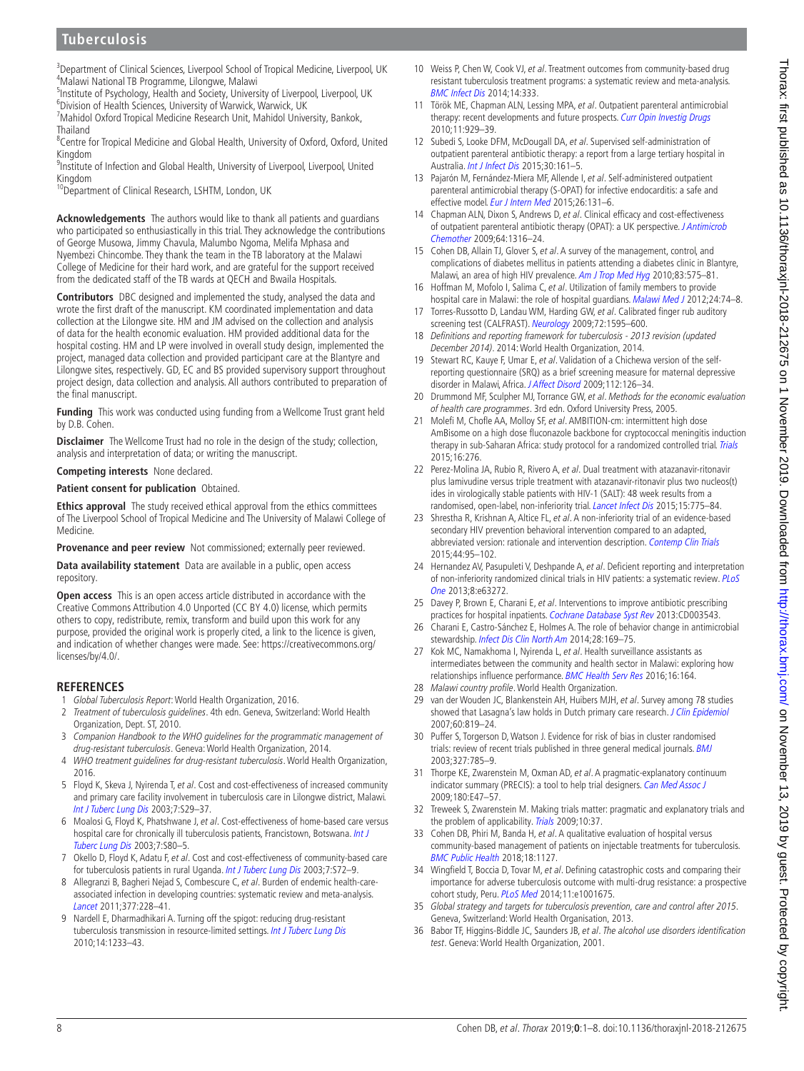[3]Department of Clinical Sciences, Liverpool School of Tropical Medicine, Liverpool, UK
[4]Malawi National TB Programme, Lilongwe, Malawi
[5]Institute of Psychology, Health and Society, University of Liverpool, Liverpool, UK
[6]Division of Health Sciences, University of Warwick, Warwick, UK
[7]Mahidol Oxford Tropical Medicine Research Unit, Mahidol University, Bankok, Thailand
[8]Centre for Tropical Medicine and Global Health, University of Oxford, Oxford, United Kingdom
[9]Institute of Infection and Global Health, University of Liverpool, Liverpool, United Kingdom
[10]Department of Clinical Research, LSHTM, London, UK

**Acknowledgements** The authors would like to thank all patients and guardians who participated so enthusiastically in this trial. They acknowledge the contributions of George Musowa, Jimmy Chavula, Malumbo Ngoma, Melifa Mphasa and Nyembezi Chincombe. They thank the team in the TB laboratory at the Malawi College of Medicine for their hard work, and are grateful for the support received from the dedicated staff of the TB wards at QECH and Bwaila Hospitals.

**Contributors** DBC designed and implemented the study, analysed the data and wrote the first draft of the manuscript. KM coordinated implementation and data collection at the Lilongwe site. HM and JM advised on the collection and analysis of data for the health economic evaluation. HM provided additional data for the hospital costing. HM and LP were involved in overall study design, implemented the project, managed data collection and provided participant care at the Blantyre and Lilongwe sites, respectively. GD, EC and BS provided supervisory support throughout project design, data collection and analysis. All authors contributed to preparation of the final manuscript.

**Funding** This work was conducted using funding from a Wellcome Trust grant held by D.B. Cohen.

**Disclaimer** The Wellcome Trust had no role in the design of the study; collection, analysis and interpretation of data; or writing the manuscript.

**Competing interests** None declared.

**Patient consent for publication** Obtained.

**Ethics approval** The study received ethical approval from the ethics committees of The Liverpool School of Tropical Medicine and The University of Malawi College of Medicine.

**Provenance and peer review** Not commissioned; externally peer reviewed.

**Data availability statement** Data are available in a public, open access repository.

**Open access** This is an open access article distributed in accordance with the Creative Commons Attribution 4.0 Unported (CC BY 4.0) license, which permits others to copy, redistribute, remix, transform and build upon this work for any purpose, provided the original work is properly cited, a link to the licence is given, and indication of whether changes were made. See: https://creativecommons.org/licenses/by/4.0/.

## REFERENCES

1. *Global Tuberculosis Report*: World Health Organization, 2016.
2. *Treatment of tuberculosis guidelines*. 4th edn. Geneva, Switzerland: World Health Organization, Dept. ST, 2010.
3. *Companion Handbook to the WHO guidelines for the programmatic management of drug-resistant tuberculosis*. Geneva: World Health Organization, 2014.
4. *WHO treatment guidelines for drug-resistant tuberculosis*. World Health Organization, 2016.
5. Floyd K, Skeva J, Nyirenda T, *et al*. Cost and cost-effectiveness of increased community and primary care facility involvement in tuberculosis care in Lilongwe district, Malawi. *Int J Tuberc Lung Dis* 2003;7:S29–37.
6. Moalosi G, Floyd K, Phatshwane J, *et al*. Cost-effectiveness of home-based care versus hospital care for chronically ill tuberculosis patients, Francistown, Botswana. *Int J Tuberc Lung Dis* 2003;7:S80–5.
7. Okello D, Floyd K, Adatu F, *et al*. Cost and cost-effectiveness of community-based care for tuberculosis patients in rural Uganda. *Int J Tuberc Lung Dis* 2003;7:S72–9.
8. Allegranzi B, Bagheri Nejad S, Combescure C, *et al*. Burden of endemic health-care-associated infection in developing countries: systematic review and meta-analysis. *Lancet* 2011;377:228–41.
9. Nardell E, Dharmadhikari A. Turning off the spigot: reducing drug-resistant tuberculosis transmission in resource-limited settings. *Int J Tuberc Lung Dis* 2010;14:1233–43.
10. Weiss P, Chen W, Cook VJ, *et al*. Treatment outcomes from community-based drug resistant tuberculosis treatment programs: a systematic review and meta-analysis. *BMC Infect Dis* 2014;14:333.
11. Török ME, Chapman ALN, Lessing MPA, *et al*. Outpatient parenteral antimicrobial therapy: recent developments and future prospects. *Curr Opin Investig Drugs* 2010;11:929–39.
12. Subedi S, Looke DFM, McDougall DA, *et al*. Supervised self-administration of outpatient parenteral antibiotic therapy: a report from a large tertiary hospital in Australia. *Int J Infect Dis* 2015;30:161–5.
13. Pajarón M, Fernández-Miera MF, Allende I, *et al*. Self-administered outpatient parenteral antimicrobial therapy (S-OPAT) for infective endocarditis: a safe and effective model. *Eur J Intern Med* 2015;26:131–6.
14. Chapman ALN, Dixon S, Andrews D, *et al*. Clinical efficacy and cost-effectiveness of outpatient parenteral antibiotic therapy (OPAT): a UK perspective. *J Antimicrob Chemother* 2009;64:1316–24.
15. Cohen DB, Allain TJ, Glover S, *et al*. A survey of the management, control, and complications of diabetes mellitus in patients attending a diabetes clinic in Blantyre, Malawi, an area of high HIV prevalence. *Am J Trop Med Hyg* 2010;83:575–81.
16. Hoffman M, Mofolo I, Salima C, *et al*. Utilization of family members to provide hospital care in Malawi: the role of hospital guardians. *Malawi Med J* 2012;24:74–8.
17. Torres-Russotto D, Landau WM, Harding GW, *et al*. Calibrated finger rub auditory screening test (CALFRAST). *Neurology* 2009;72:1595–600.
18. *Definitions and reporting framework for tuberculosis - 2013 revision (updated December 2014)*. 2014: World Health Organization, 2014.
19. Stewart RC, Kauye F, Umar E, *et al*. Validation of a Chichewa version of the self-reporting questionnaire (SRQ) as a brief screening measure for maternal depressive disorder in Malawi, Africa. *J Affect Disord* 2009;112:126–34.
20. Drummond MF, Sculpher MJ, Torrance GW, *et al*. *Methods for the economic evaluation of health care programmes*. 3rd edn. Oxford University Press, 2005.
21. Molefi M, Chofle AA, Molloy SF, *et al*. AMBITION-cm: intermittent high dose AmBisome on a high dose fluconazole backbone for cryptococcal meningitis induction therapy in sub-Saharan Africa: study protocol for a randomized controlled trial. *Trials* 2015;16:276.
22. Perez-Molina JA, Rubio R, Rivero A, *et al*. Dual treatment with atazanavir-ritonavir plus lamivudine versus triple treatment with atazanavir-ritonavir plus two nucleos(t)ides in virologically stable patients with HIV-1 (SALT): 48 week results from a randomised, open-label, non-inferiority trial. *Lancet Infect Dis* 2015;15:775–84.
23. Shrestha R, Krishnan A, Altice FL, *et al*. A non-inferiority trial of an evidence-based secondary HIV prevention behavioral intervention compared to an adapted, abbreviated version: rationale and intervention description. *Contemp Clin Trials* 2015;44:95–102.
24. Hernandez AV, Pasupuleti V, Deshpande A, *et al*. Deficient reporting and interpretation of non-inferiority randomized clinical trials in HIV patients: a systematic review. *PLoS One* 2013;8:e63272.
25. Davey P, Brown E, Charani E, *et al*. Interventions to improve antibiotic prescribing practices for hospital inpatients. *Cochrane Database Syst Rev* 2013:CD003543.
26. Charani E, Castro-Sánchez E, Holmes A. The role of behavior change in antimicrobial stewardship. *Infect Dis Clin North Am* 2014;28:169–75.
27. Kok MC, Namakhoma I, Nyirenda L, *et al*. Health surveillance assistants as intermediates between the community and health sector in Malawi: exploring how relationships influence performance. *BMC Health Serv Res* 2016;16:164.
28. *Malawi country profile*. World Health Organization.
29. van der Wouden JC, Blankenstein AH, Huibers MJH, *et al*. Survey among 78 studies showed that Lasagna's law holds in Dutch primary care research. *J Clin Epidemiol* 2007;60:819–24.
30. Puffer S, Torgerson D, Watson J. Evidence for risk of bias in cluster randomised trials: review of recent trials published in three general medical journals. *BMJ* 2003;327:785–9.
31. Thorpe KE, Zwarenstein M, Oxman AD, *et al*. A pragmatic-explanatory continuum indicator summary (PRECIS): a tool to help trial designers. *Can Med Assoc J* 2009;180:E47–57.
32. Treweek S, Zwarenstein M. Making trials matter: pragmatic and explanatory trials and the problem of applicability. *Trials* 2009;10:37.
33. Cohen DB, Phiri M, Banda H, *et al*. A qualitative evaluation of hospital versus community-based management of patients on injectable treatments for tuberculosis. *BMC Public Health* 2018;18:1127.
34. Wingfield T, Boccia D, Tovar M, *et al*. Defining catastrophic costs and comparing their importance for adverse tuberculosis outcome with multi-drug resistance: a prospective cohort study, Peru. *PLoS Med* 2014;11:e1001675.
35. *Global strategy and targets for tuberculosis prevention, care and control after 2015*. Geneva, Switzerland: World Health Organisation, 2013.
36. Babor TF, Higgins-Biddle JC, Saunders JB, *et al*. *The alcohol use disorders identification test*. Geneva: World Health Organization, 2001.